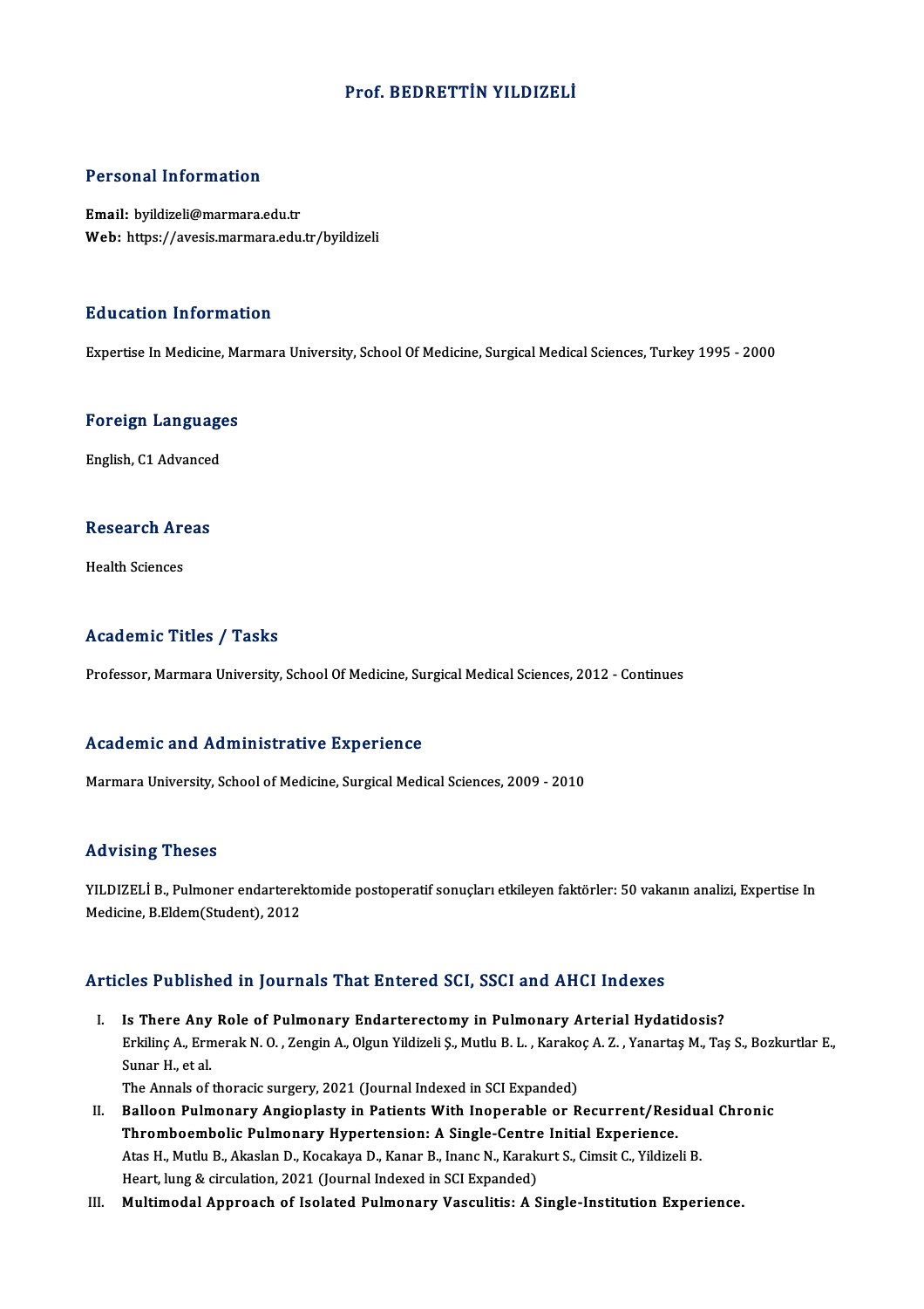# Prof. BEDRETTİN YILDIZELİ

## Personal Information

**Email:** byildizeli@marmara.edu.tr
**Web:** https://avesis.marmara.edu.tr/byildizeli

## Education Information

Expertise In Medicine, Marmara University, School Of Medicine, Surgical Medical Sciences, Turkey 1995 - 2000

## Foreign Languages

English, C1 Advanced

## Research Areas

Health Sciences

## Academic Titles / Tasks

Professor, Marmara University, School Of Medicine, Surgical Medical Sciences, 2012 - Continues

## Academic and Administrative Experience

Marmara University, School of Medicine, Surgical Medical Sciences, 2009 - 2010

## Advising Theses

YILDIZELİ B., Pulmoner endarterektomide postoperatif sonuçları etkileyen faktörler: 50 vakanın analizi, Expertise In Medicine, B.Eldem(Student), 2012

## Articles Published in Journals That Entered SCI, SSCI and AHCI Indexes

I. **Is There Any Role of Pulmonary Endarterectomy in Pulmonary Arterial Hydatidosis?**
Erkilinç A., Ermerak N. O. , Zengin A., Olgun Yildizeli Ş., Mutlu B. L. , Karakoç A. Z. , Yanartaş M., Taş S., Bozkurtlar E., Sunar H., et al.
The Annals of thoracic surgery, 2021 (Journal Indexed in SCI Expanded)

II. **Balloon Pulmonary Angioplasty in Patients With Inoperable or Recurrent/Residual Chronic Thromboembolic Pulmonary Hypertension: A Single-Centre Initial Experience.**
Atas H., Mutlu B., Akaslan D., Kocakaya D., Kanar B., Inanc N., Karakurt S., Cimsit C., Yildizeli B.
Heart, lung & circulation, 2021 (Journal Indexed in SCI Expanded)

III. **Multimodal Approach of Isolated Pulmonary Vasculitis: A Single-Institution Experience.**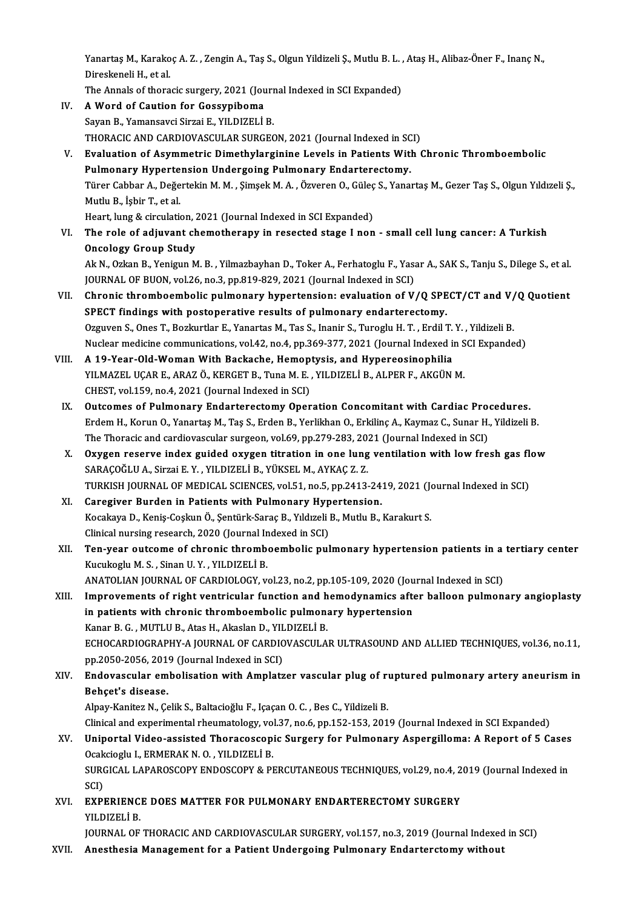Yanartaş M., Karakoç A. Z. , Zengin A., Taş S., Olgun Yildizeli Ş., Mutlu B. L. , Ataş H., Alibaz-Öner F., Inanç N., Direskeneli H., et al.
The Annals of thoracic surgery, 2021 (Journal Indexed in SCI Expanded)

IV. **A Word of Caution for Gossypiboma**
Sayan B., Yamansavci Sirzai E., YILDIZELİ B.
THORACIC AND CARDIOVASCULAR SURGEON, 2021 (Journal Indexed in SCI)

V. **Evaluation of Asymmetric Dimethylarginine Levels in Patients With Chronic Thromboembolic Pulmonary Hypertension Undergoing Pulmonary Endarterectomy.**
Türer Cabbar A., Değertekin M. M. , Şimşek M. A. , Özveren O., Güleç S., Yanartaş M., Gezer Taş S., Olgun Yıldızeli Ş., Mutlu B., İşbir T., et al.
Heart, lung & circulation, 2021 (Journal Indexed in SCI Expanded)

VI. **The role of adjuvant chemotherapy in resected stage I non - small cell lung cancer: A Turkish Oncology Group Study**
Ak N., Ozkan B., Yenigun M. B. , Yilmazbayhan D., Toker A., Ferhatoglu F., Yasar A., SAK S., Tanju S., Dilege S., et al.
JOURNAL OF BUON, vol.26, no.3, pp.819-829, 2021 (Journal Indexed in SCI)

VII. **Chronic thromboembolic pulmonary hypertension: evaluation of V/Q SPECT/CT and V/Q Quotient SPECT findings with postoperative results of pulmonary endarterectomy.**
Ozguven S., Ones T., Bozkurtlar E., Yanartas M., Tas S., Inanir S., Turoglu H. T. , Erdil T. Y. , Yildizeli B.
Nuclear medicine communications, vol.42, no.4, pp.369-377, 2021 (Journal Indexed in SCI Expanded)

VIII. **A 19-Year-Old-Woman With Backache, Hemoptysis, and Hypereosinophilia**
YILMAZEL UÇAR E., ARAZ Ö., KERGET B., Tuna M. E. , YILDIZELİ B., ALPER F., AKGÜN M.
CHEST, vol.159, no.4, 2021 (Journal Indexed in SCI)

IX. **Outcomes of Pulmonary Endarterectomy Operation Concomitant with Cardiac Procedures.**
Erdem H., Korun O., Yanartaş M., Taş S., Erden B., Yerlikhan O., Erkilinç A., Kaymaz C., Sunar H., Yildizeli B.
The Thoracic and cardiovascular surgeon, vol.69, pp.279-283, 2021 (Journal Indexed in SCI)

X. **Oxygen reserve index guided oxygen titration in one lung ventilation with low fresh gas flow**
SARAÇOĞLU A., Sirzai E. Y. , YILDIZELİ B., YÜKSEL M., AYKAÇ Z. Z.
TURKISH JOURNAL OF MEDICAL SCIENCES, vol.51, no.5, pp.2413-2419, 2021 (Journal Indexed in SCI)

XI. **Caregiver Burden in Patients with Pulmonary Hypertension.**
Kocakaya D., Keniş-Coşkun Ö., Şentürk-Saraç B., Yıldızeli B., Mutlu B., Karakurt S.
Clinical nursing research, 2020 (Journal Indexed in SCI)

XII. **Ten-year outcome of chronic thromboembolic pulmonary hypertension patients in a tertiary center**
Kucukoglu M. S. , Sinan U. Y. , YILDIZELİ B.
ANATOLIAN JOURNAL OF CARDIOLOGY, vol.23, no.2, pp.105-109, 2020 (Journal Indexed in SCI)

XIII. **Improvements of right ventricular function and hemodynamics after balloon pulmonary angioplasty in patients with chronic thromboembolic pulmonary hypertension**
Kanar B. G. , MUTLU B., Atas H., Akaslan D., YILDIZELİ B.
ECHOCARDIOGRAPHY-A JOURNAL OF CARDIOVASCULAR ULTRASOUND AND ALLIED TECHNIQUES, vol.36, no.11, pp.2050-2056, 2019 (Journal Indexed in SCI)

XIV. **Endovascular embolisation with Amplatzer vascular plug of ruptured pulmonary artery aneurism in Behçet's disease.**
Alpay-Kanitez N., Çelik S., Baltacioğlu F., Içaçan O. C. , Bes C., Yildizeli B.
Clinical and experimental rheumatology, vol.37, no.6, pp.152-153, 2019 (Journal Indexed in SCI Expanded)

XV. **Uniportal Video-assisted Thoracoscopic Surgery for Pulmonary Aspergilloma: A Report of 5 Cases**
Ocakcioglu I., ERMERAK N. O. , YILDIZELİ B.
SURGICAL LAPAROSCOPY ENDOSCOPY & PERCUTANEOUS TECHNIQUES, vol.29, no.4, 2019 (Journal Indexed in SCI)

XVI. **EXPERIENCE DOES MATTER FOR PULMONARY ENDARTERECTOMY SURGERY**
YILDIZELİ B.
JOURNAL OF THORACIC AND CARDIOVASCULAR SURGERY, vol.157, no.3, 2019 (Journal Indexed in SCI)

XVII. **Anesthesia Management for a Patient Undergoing Pulmonary Endarterctomy without**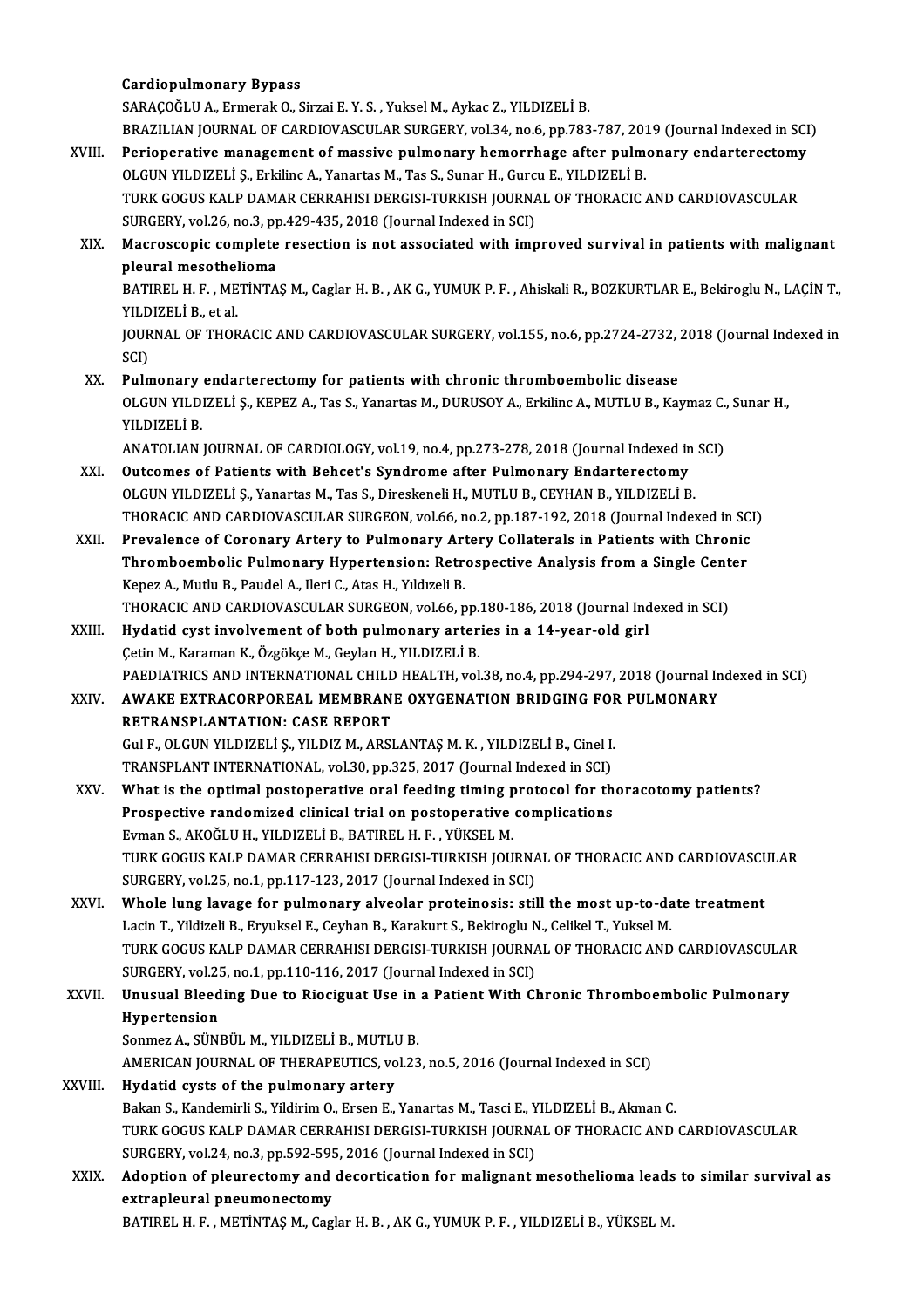**Cardiopulmonary Bypass**
SARAÇOĞLU A., Ermerak O., Sirzai E. Y. S. , Yuksel M., Aykac Z., YILDIZELİ B.
BRAZILIAN JOURNAL OF CARDIOVASCULAR SURGERY, vol.34, no.6, pp.783-787, 2019 (Journal Indexed in SCI)

XVIII. **Perioperative management of massive pulmonary hemorrhage after pulmonary endarterectomy**
OLGUN YILDIZELİ Ş., Erkilinc A., Yanartas M., Tas S., Sunar H., Gurcu E., YILDIZELİ B.
TURK GOGUS KALP DAMAR CERRAHISI DERGISI-TURKISH JOURNAL OF THORACIC AND CARDIOVASCULAR SURGERY, vol.26, no.3, pp.429-435, 2018 (Journal Indexed in SCI)

XIX. **Macroscopic complete resection is not associated with improved survival in patients with malignant pleural mesothelioma**
BATIREL H. F. , METİNTAŞ M., Caglar H. B. , AK G., YUMUK P. F. , Ahiskali R., BOZKURTLAR E., Bekiroglu N., LAÇİN T., YILDIZELİ B., et al.
JOURNAL OF THORACIC AND CARDIOVASCULAR SURGERY, vol.155, no.6, pp.2724-2732, 2018 (Journal Indexed in SCI)

XX. **Pulmonary endarterectomy for patients with chronic thromboembolic disease**
OLGUN YILDIZELİ Ş., KEPEZ A., Tas S., Yanartas M., DURUSOY A., Erkilinc A., MUTLU B., Kaymaz C., Sunar H., YILDIZELİ B.
ANATOLIAN JOURNAL OF CARDIOLOGY, vol.19, no.4, pp.273-278, 2018 (Journal Indexed in SCI)

XXI. **Outcomes of Patients with Behcet's Syndrome after Pulmonary Endarterectomy**
OLGUN YILDIZELİ Ş., Yanartas M., Tas S., Direskeneli H., MUTLU B., CEYHAN B., YILDIZELİ B.
THORACIC AND CARDIOVASCULAR SURGEON, vol.66, no.2, pp.187-192, 2018 (Journal Indexed in SCI)

XXII. **Prevalence of Coronary Artery to Pulmonary Artery Collaterals in Patients with Chronic Thromboembolic Pulmonary Hypertension: Retrospective Analysis from a Single Center**
Kepez A., Mutlu B., Paudel A., Ileri C., Atas H., Yıldızeli B.
THORACIC AND CARDIOVASCULAR SURGEON, vol.66, pp.180-186, 2018 (Journal Indexed in SCI)

XXIII. **Hydatid cyst involvement of both pulmonary arteries in a 14-year-old girl**
Çetin M., Karaman K., Özgökçe M., Geylan H., YILDIZELİ B.
PAEDIATRICS AND INTERNATIONAL CHILD HEALTH, vol.38, no.4, pp.294-297, 2018 (Journal Indexed in SCI)

XXIV. **AWAKE EXTRACORPOREAL MEMBRANE OXYGENATION BRIDGING FOR PULMONARY RETRANSPLANTATION: CASE REPORT**
Gul F., OLGUN YILDIZELİ Ş., YILDIZ M., ARSLANTAŞ M. K. , YILDIZELİ B., Cinel I.
TRANSPLANT INTERNATIONAL, vol.30, pp.325, 2017 (Journal Indexed in SCI)

XXV. **What is the optimal postoperative oral feeding timing protocol for thoracotomy patients? Prospective randomized clinical trial on postoperative complications**
Evman S., AKOĞLU H., YILDIZELİ B., BATIREL H. F. , YÜKSEL M.
TURK GOGUS KALP DAMAR CERRAHISI DERGISI-TURKISH JOURNAL OF THORACIC AND CARDIOVASCULAR SURGERY, vol.25, no.1, pp.117-123, 2017 (Journal Indexed in SCI)

XXVI. **Whole lung lavage for pulmonary alveolar proteinosis: still the most up-to-date treatment**
Lacin T., Yildizeli B., Eryuksel E., Ceyhan B., Karakurt S., Bekiroglu N., Celikel T., Yuksel M.
TURK GOGUS KALP DAMAR CERRAHISI DERGISI-TURKISH JOURNAL OF THORACIC AND CARDIOVASCULAR SURGERY, vol.25, no.1, pp.110-116, 2017 (Journal Indexed in SCI)

XXVII. **Unusual Bleeding Due to Riociguat Use in a Patient With Chronic Thromboembolic Pulmonary Hypertension**
Sonmez A., SÜNBÜL M., YILDIZELİ B., MUTLU B.
AMERICAN JOURNAL OF THERAPEUTICS, vol.23, no.5, 2016 (Journal Indexed in SCI)

XXVIII. **Hydatid cysts of the pulmonary artery**
Bakan S., Kandemirli S., Yildirim O., Ersen E., Yanartas M., Tasci E., YILDIZELİ B., Akman C.
TURK GOGUS KALP DAMAR CERRAHISI DERGISI-TURKISH JOURNAL OF THORACIC AND CARDIOVASCULAR SURGERY, vol.24, no.3, pp.592-595, 2016 (Journal Indexed in SCI)

XXIX. **Adoption of pleurectomy and decortication for malignant mesothelioma leads to similar survival as extrapleural pneumonectomy**
BATIREL H. F. , METİNTAŞ M., Caglar H. B. , AK G., YUMUK P. F. , YILDIZELİ B., YÜKSEL M.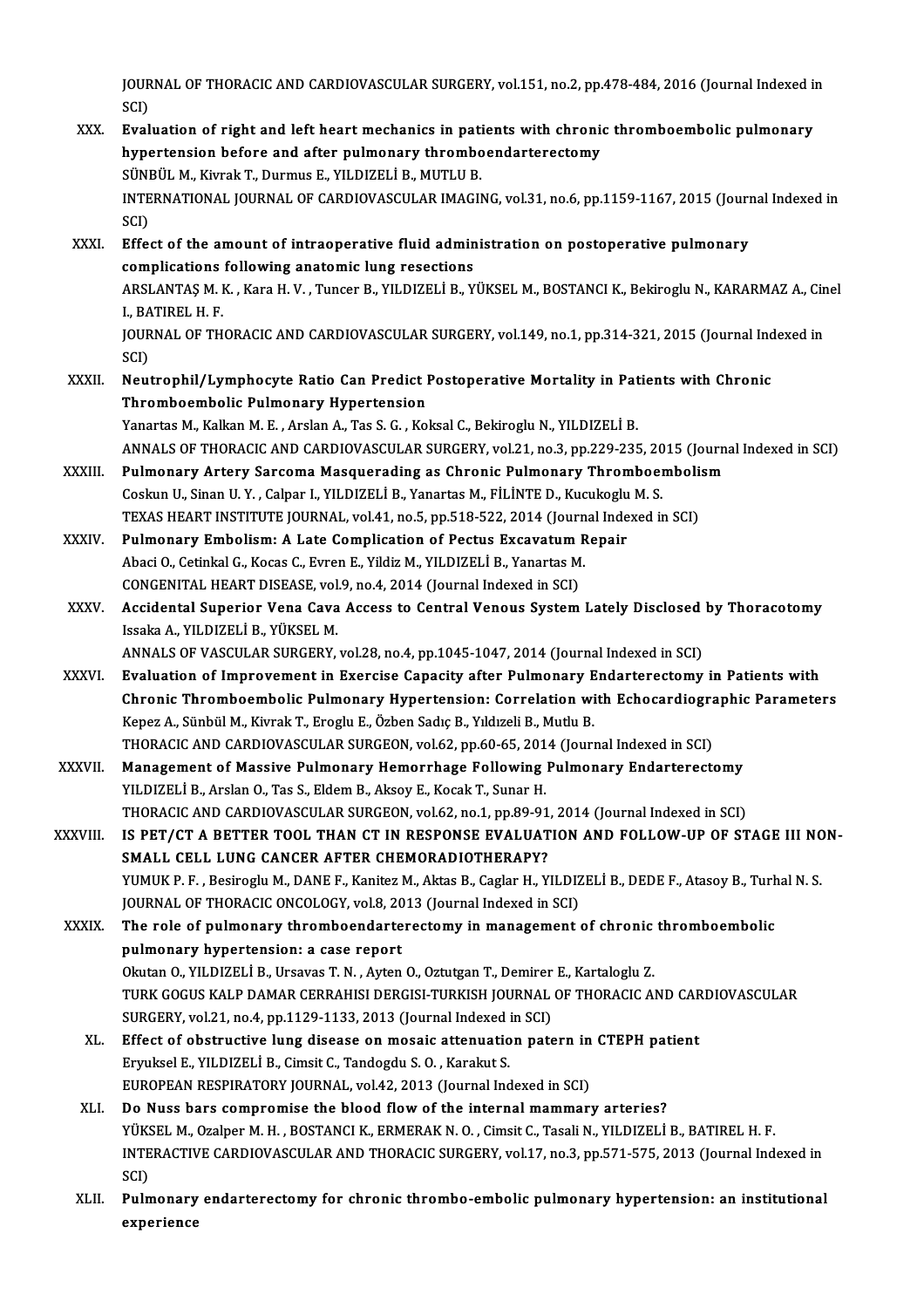JOURNAL OF THORACIC AND CARDIOVASCULAR SURGERY, vol.151, no.2, pp.478-484, 2016 (Journal Indexed in SCI)

XXX. **Evaluation of right and left heart mechanics in patients with chronic thromboembolic pulmonary hypertension before and after pulmonary thromboendarterectomy**
SÜNBÜL M., Kivrak T., Durmus E., YILDIZELİ B., MUTLU B.
INTERNATIONAL JOURNAL OF CARDIOVASCULAR IMAGING, vol.31, no.6, pp.1159-1167, 2015 (Journal Indexed in SCI)

XXXI. **Effect of the amount of intraoperative fluid administration on postoperative pulmonary complications following anatomic lung resections**
ARSLANTAŞ M. K. , Kara H. V. , Tuncer B., YILDIZELİ B., YÜKSEL M., BOSTANCI K., Bekiroglu N., KARARMAZ A., Cinel I., BATIREL H. F.
JOURNAL OF THORACIC AND CARDIOVASCULAR SURGERY, vol.149, no.1, pp.314-321, 2015 (Journal Indexed in SCI)

XXXII. **Neutrophil/Lymphocyte Ratio Can Predict Postoperative Mortality in Patients with Chronic Thromboembolic Pulmonary Hypertension**
Yanartas M., Kalkan M. E. , Arslan A., Tas S. G. , Koksal C., Bekiroglu N., YILDIZELİ B.
ANNALS OF THORACIC AND CARDIOVASCULAR SURGERY, vol.21, no.3, pp.229-235, 2015 (Journal Indexed in SCI)

XXXIII. **Pulmonary Artery Sarcoma Masquerading as Chronic Pulmonary Thromboembolism**
Coskun U., Sinan U. Y. , Calpar I., YILDIZELİ B., Yanartas M., FİLİNTE D., Kucukoglu M. S.
TEXAS HEART INSTITUTE JOURNAL, vol.41, no.5, pp.518-522, 2014 (Journal Indexed in SCI)

XXXIV. **Pulmonary Embolism: A Late Complication of Pectus Excavatum Repair**
Abaci O., Cetinkal G., Kocas C., Evren E., Yildiz M., YILDIZELİ B., Yanartas M.
CONGENITAL HEART DISEASE, vol.9, no.4, 2014 (Journal Indexed in SCI)

XXXV. **Accidental Superior Vena Cava Access to Central Venous System Lately Disclosed by Thoracotomy**
Issaka A., YILDIZELİ B., YÜKSEL M.
ANNALS OF VASCULAR SURGERY, vol.28, no.4, pp.1045-1047, 2014 (Journal Indexed in SCI)

XXXVI. **Evaluation of Improvement in Exercise Capacity after Pulmonary Endarterectomy in Patients with Chronic Thromboembolic Pulmonary Hypertension: Correlation with Echocardiographic Parameters**
Kepez A., Sünbül M., Kivrak T., Eroglu E., Özben Sadıç B., Yıldızeli B., Mutlu B.
THORACIC AND CARDIOVASCULAR SURGEON, vol.62, pp.60-65, 2014 (Journal Indexed in SCI)

XXXVII. **Management of Massive Pulmonary Hemorrhage Following Pulmonary Endarterectomy**
YILDIZELİ B., Arslan O., Tas S., Eldem B., Aksoy E., Kocak T., Sunar H.
THORACIC AND CARDIOVASCULAR SURGEON, vol.62, no.1, pp.89-91, 2014 (Journal Indexed in SCI)

XXXVIII. **IS PET/CT A BETTER TOOL THAN CT IN RESPONSE EVALUATION AND FOLLOW-UP OF STAGE III NON-SMALL CELL LUNG CANCER AFTER CHEMORADIOTHERAPY?**
YUMUK P. F. , Besiroglu M., DANE F., Kanitez M., Aktas B., Caglar H., YILDIZELİ B., DEDE F., Atasoy B., Turhal N. S.
JOURNAL OF THORACIC ONCOLOGY, vol.8, 2013 (Journal Indexed in SCI)

XXXIX. **The role of pulmonary thromboendarterectomy in management of chronic thromboembolic pulmonary hypertension: a case report**
Okutan O., YILDIZELİ B., Ursavas T. N. , Ayten O., Oztutgan T., Demirer E., Kartaloglu Z.
TURK GOGUS KALP DAMAR CERRAHISI DERGISI-TURKISH JOURNAL OF THORACIC AND CARDIOVASCULAR SURGERY, vol.21, no.4, pp.1129-1133, 2013 (Journal Indexed in SCI)

XL. **Effect of obstructive lung disease on mosaic attenuation patern in CTEPH patient**
Eryuksel E., YILDIZELİ B., Cimsit C., Tandogdu S. O. , Karakut S.
EUROPEAN RESPIRATORY JOURNAL, vol.42, 2013 (Journal Indexed in SCI)

XLI. **Do Nuss bars compromise the blood flow of the internal mammary arteries?**
YÜKSEL M., Ozalper M. H. , BOSTANCI K., ERMERAK N. O. , Cimsit C., Tasali N., YILDIZELİ B., BATIREL H. F.
INTERACTIVE CARDIOVASCULAR AND THORACIC SURGERY, vol.17, no.3, pp.571-575, 2013 (Journal Indexed in SCI)

XLII. **Pulmonary endarterectomy for chronic thrombo-embolic pulmonary hypertension: an institutional experience**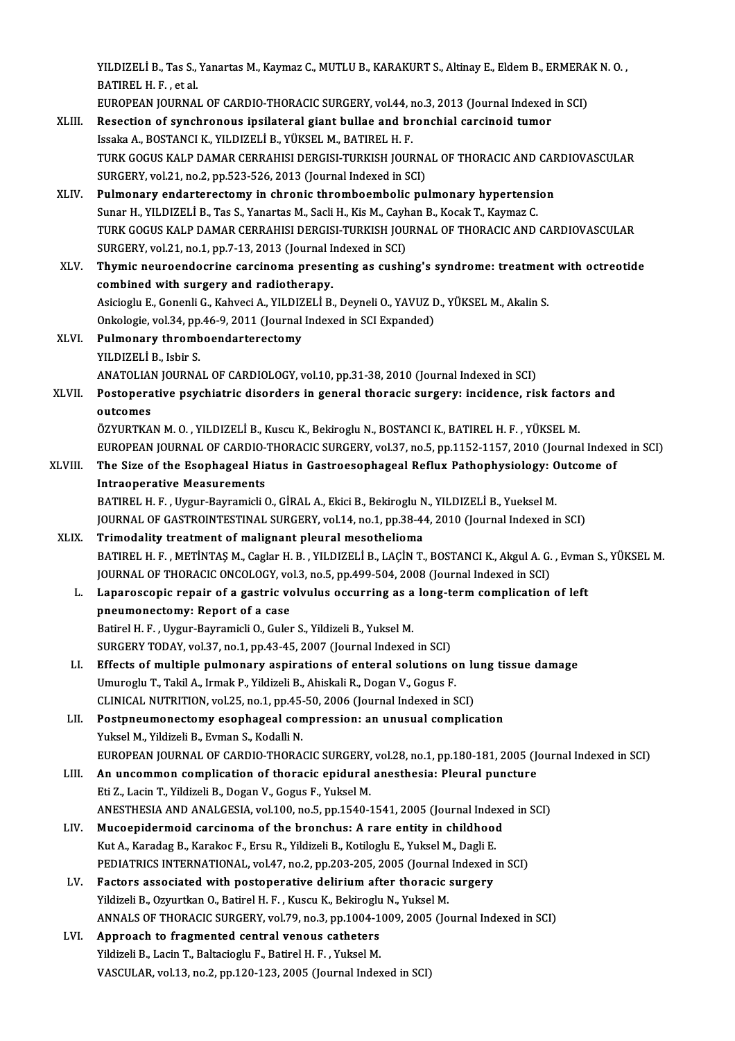YILDIZELİ B., Tas S., Yanartas M., Kaymaz C., MUTLU B., KARAKURT S., Altinay E., Eldem B., ERMERAK N. O., BATIREL H. F., et al.
EUROPEAN JOURNAL OF CARDIO-THORACIC SURGERY, vol.44, no.3, 2013 (Journal Indexed in SCI)

XLIII. **Resection of synchronous ipsilateral giant bullae and bronchial carcinoid tumor**
Issaka A., BOSTANCI K., YILDIZELİ B., YÜKSEL M., BATIREL H. F.
TURK GOGUS KALP DAMAR CERRAHISI DERGISI-TURKISH JOURNAL OF THORACIC AND CARDIOVASCULAR SURGERY, vol.21, no.2, pp.523-526, 2013 (Journal Indexed in SCI)

XLIV. **Pulmonary endarterectomy in chronic thromboembolic pulmonary hypertension**
Sunar H., YILDIZELİ B., Tas S., Yanartas M., Sacli H., Kis M., Cayhan B., Kocak T., Kaymaz C.
TURK GOGUS KALP DAMAR CERRAHISI DERGISI-TURKISH JOURNAL OF THORACIC AND CARDIOVASCULAR SURGERY, vol.21, no.1, pp.7-13, 2013 (Journal Indexed in SCI)

XLV. **Thymic neuroendocrine carcinoma presenting as cushing's syndrome: treatment with octreotide combined with surgery and radiotherapy.**
Asicioglu E., Gonenli G., Kahveci A., YILDIZELİ B., Deyneli O., YAVUZ D., YÜKSEL M., Akalin S.
Onkologie, vol.34, pp.46-9, 2011 (Journal Indexed in SCI Expanded)

XLVI. **Pulmonary thromboendarterectomy**
YILDIZELİ B., Isbir S.
ANATOLIAN JOURNAL OF CARDIOLOGY, vol.10, pp.31-38, 2010 (Journal Indexed in SCI)

XLVII. **Postoperative psychiatric disorders in general thoracic surgery: incidence, risk factors and outcomes**
ÖZYURTKAN M. O., YILDIZELİ B., Kuscu K., Bekiroglu N., BOSTANCI K., BATIREL H. F., YÜKSEL M.
EUROPEAN JOURNAL OF CARDIO-THORACIC SURGERY, vol.37, no.5, pp.1152-1157, 2010 (Journal Indexed in SCI)

XLVIII. **The Size of the Esophageal Hiatus in Gastroesophageal Reflux Pathophysiology: Outcome of Intraoperative Measurements**
BATIREL H. F., Uygur-Bayramicli O., GİRAL A., Ekici B., Bekiroglu N., YILDIZELİ B., Yueksel M.
JOURNAL OF GASTROINTESTINAL SURGERY, vol.14, no.1, pp.38-44, 2010 (Journal Indexed in SCI)

XLIX. **Trimodality treatment of malignant pleural mesothelioma**
BATIREL H. F., METİNTAŞ M., Caglar H. B., YILDIZELİ B., LAÇİN T., BOSTANCI K., Akgul A. G., Evman S., YÜKSEL M.
JOURNAL OF THORACIC ONCOLOGY, vol.3, no.5, pp.499-504, 2008 (Journal Indexed in SCI)

L. **Laparoscopic repair of a gastric volvulus occurring as a long-term complication of left pneumonectomy: Report of a case**
Batirel H. F., Uygur-Bayramicli O., Guler S., Yildizeli B., Yuksel M.
SURGERY TODAY, vol.37, no.1, pp.43-45, 2007 (Journal Indexed in SCI)

LI. **Effects of multiple pulmonary aspirations of enteral solutions on lung tissue damage**
Umuroglu T., Takil A., Irmak P., Yildizeli B., Ahiskali R., Dogan V., Gogus F.
CLINICAL NUTRITION, vol.25, no.1, pp.45-50, 2006 (Journal Indexed in SCI)

LII. **Postpneumonectomy esophageal compression: an unusual complication**
Yuksel M., Yildizeli B., Evman S., Kodalli N.
EUROPEAN JOURNAL OF CARDIO-THORACIC SURGERY, vol.28, no.1, pp.180-181, 2005 (Journal Indexed in SCI)

LIII. **An uncommon complication of thoracic epidural anesthesia: Pleural puncture**
Eti Z., Lacin T., Yildizeli B., Dogan V., Gogus F., Yuksel M.
ANESTHESIA AND ANALGESIA, vol.100, no.5, pp.1540-1541, 2005 (Journal Indexed in SCI)

LIV. **Mucoepidermoid carcinoma of the bronchus: A rare entity in childhood**
Kut A., Karadag B., Karakoc F., Ersu R., Yildizeli B., Kotiloglu E., Yuksel M., Dagli E.
PEDIATRICS INTERNATIONAL, vol.47, no.2, pp.203-205, 2005 (Journal Indexed in SCI)

LV. **Factors associated with postoperative delirium after thoracic surgery**
Yildizeli B., Ozyurtkan O., Batirel H. F., Kuscu K., Bekiroglu N., Yuksel M.
ANNALS OF THORACIC SURGERY, vol.79, no.3, pp.1004-1009, 2005 (Journal Indexed in SCI)

LVI. **Approach to fragmented central venous catheters**
Yildizeli B., Lacin T., Baltacioglu F., Batirel H. F., Yuksel M.
VASCULAR, vol.13, no.2, pp.120-123, 2005 (Journal Indexed in SCI)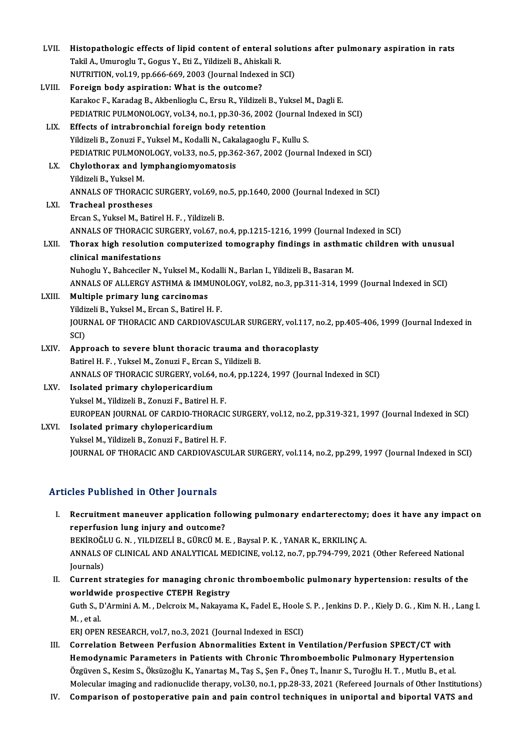LVII. **Histopathologic effects of lipid content of enteral solutions after pulmonary aspiration in rats**
Takil A., Umuroglu T., Gogus Y., Eti Z., Yildizeli B., Ahiskali R.
NUTRITION, vol.19, pp.666-669, 2003 (Journal Indexed in SCI)

LVIII. **Foreign body aspiration: What is the outcome?**
Karakoc F., Karadag B., Akbenlioglu C., Ersu R., Yildizeli B., Yuksel M., Dagli E.
PEDIATRIC PULMONOLOGY, vol.34, no.1, pp.30-36, 2002 (Journal Indexed in SCI)

LIX. **Effects of intrabronchial foreign body retention**
Yildizeli B., Zonuzi F., Yuksel M., Kodalli N., Cakalagaoglu F., Kullu S.
PEDIATRIC PULMONOLOGY, vol.33, no.5, pp.362-367, 2002 (Journal Indexed in SCI)

LX. **Chylothorax and lymphangiomyomatosis**
Yildizeli B., Yuksel M.
ANNALS OF THORACIC SURGERY, vol.69, no.5, pp.1640, 2000 (Journal Indexed in SCI)

LXI. **Tracheal prostheses**
Ercan S., Yuksel M., Batirel H. F. , Yildizeli B.
ANNALS OF THORACIC SURGERY, vol.67, no.4, pp.1215-1216, 1999 (Journal Indexed in SCI)

LXII. **Thorax high resolution computerized tomography findings in asthmatic children with unusual clinical manifestations**
Nuhoglu Y., Bahceciler N., Yuksel M., Kodalli N., Barlan I., Yildizeli B., Basaran M.
ANNALS OF ALLERGY ASTHMA & IMMUNOLOGY, vol.82, no.3, pp.311-314, 1999 (Journal Indexed in SCI)

LXIII. **Multiple primary lung carcinomas**
Yildizeli B., Yuksel M., Ercan S., Batirel H. F.
JOURNAL OF THORACIC AND CARDIOVASCULAR SURGERY, vol.117, no.2, pp.405-406, 1999 (Journal Indexed in SCI)

LXIV. **Approach to severe blunt thoracic trauma and thoracoplasty**
Batirel H. F. , Yuksel M., Zonuzi F., Ercan S., Yildizeli B.
ANNALS OF THORACIC SURGERY, vol.64, no.4, pp.1224, 1997 (Journal Indexed in SCI)

LXV. **Isolated primary chylopericardium**
Yuksel M., Yildizeli B., Zonuzi F., Batirel H. F.
EUROPEAN JOURNAL OF CARDIO-THORACIC SURGERY, vol.12, no.2, pp.319-321, 1997 (Journal Indexed in SCI)

LXVI. **Isolated primary chylopericardium**
Yuksel M., Yildizeli B., Zonuzi F., Batirel H. F.
JOURNAL OF THORACIC AND CARDIOVASCULAR SURGERY, vol.114, no.2, pp.299, 1997 (Journal Indexed in SCI)

## Articles Published in Other Journals

I. **Recruitment maneuver application following pulmonary endarterectomy; does it have any impact on reperfusion lung injury and outcome?**
BEKİROĞLU G. N. , YILDIZELİ B., GÜRCÜ M. E. , Baysal P. K. , YANAR K., ERKILINÇ A.
ANNALS OF CLINICAL AND ANALYTICAL MEDICINE, vol.12, no.7, pp.794-799, 2021 (Other Refereed National Journals)

II. **Current strategies for managing chronic thromboembolic pulmonary hypertension: results of the worldwide prospective CTEPH Registry**
Guth S., D'Armini A. M. , Delcroix M., Nakayama K., Fadel E., Hoole S. P. , Jenkins D. P. , Kiely D. G. , Kim N. H. , Lang I. M. , et al.
ERJ OPEN RESEARCH, vol.7, no.3, 2021 (Journal Indexed in ESCI)

III. **Correlation Between Perfusion Abnormalities Extent in Ventilation/Perfusion SPECT/CT with Hemodynamic Parameters in Patients with Chronic Thromboembolic Pulmonary Hypertension**
Özgüven S., Kesim S., Öksüzoğlu K., Yanartaş M., Taş S., Şen F., Öneş T., İnanır S., Turoğlu H. T. , Mutlu B., et al.
Molecular imaging and radionuclide therapy, vol.30, no.1, pp.28-33, 2021 (Refereed Journals of Other Institutions)

IV. **Comparison of postoperative pain and pain control techniques in uniportal and biportal VATS and**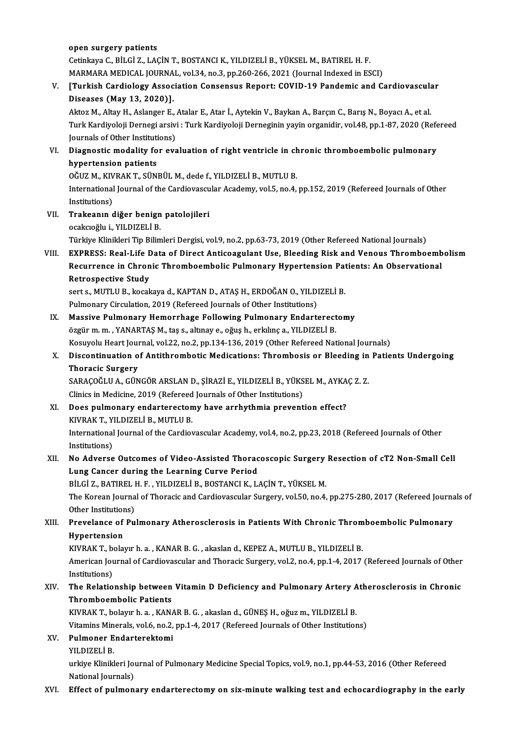open surgery patients
Cetinkaya C., BİLGİ Z., LAÇİN T., BOSTANCI K., YILDIZELİ B., YÜKSEL M., BATIREL H. F.
MARMARA MEDICAL JOURNAL, vol.34, no.3, pp.260-266, 2021 (Journal Indexed in ESCI)

V. **[Turkish Cardiology Association Consensus Report: COVID-19 Pandemic and Cardiovascular Diseases (May 13, 2020)].**
Aktoz M., Altay H., Aslanger E., Atalar E., Atar İ., Aytekin V., Baykan A., Barçın C., Barış N., Boyacı A., et al.
Turk Kardiyoloji Dernegi arsivi : Turk Kardiyoloji Derneginin yayin organidir, vol.48, pp.1-87, 2020 (Refereed Journals of Other Institutions)

VI. **Diagnostic modality for evaluation of right ventricle in chronic thromboembolic pulmonary hypertension patients**
OĞUZ M., KIVRAK T., SÜNBÜL M., dede f., YILDIZELİ B., MUTLU B.
International Journal of the Cardiovascular Academy, vol.5, no.4, pp.152, 2019 (Refereed Journals of Other Institutions)

VII. **Trakeanın diğer benign patolojileri**
ocakcıoğlu i., YILDIZELİ B.
Türkiye Klinikleri Tip Bilimleri Dergisi, vol.9, no.2, pp.63-73, 2019 (Other Refereed National Journals)

VIII. **EXPRESS: Real-Life Data of Direct Anticoagulant Use, Bleeding Risk and Venous Thromboembolism Recurrence in Chronic Thromboembolic Pulmonary Hypertension Patients: An Observational Retrospective Study**
sert s., MUTLU B., kocakaya d., KAPTAN D., ATAŞ H., ERDOĞAN O., YILDIZELİ B.
Pulmonary Circulation, 2019 (Refereed Journals of Other Institutions)

IX. **Massive Pulmonary Hemorrhage Following Pulmonary Endarterectomy**
özgür m. m. , YANARTAŞ M., taş s., altınay e., oğuş h., erkılınç a., YILDIZELİ B.
Kosuyolu Heart Journal, vol.22, no.2, pp.134-136, 2019 (Other Refereed National Journals)

X. **Discontinuation of Antithrombotic Medications: Thrombosis or Bleeding in Patients Undergoing Thoracic Surgery**
SARAÇOĞLU A., GÜNGÖR ARSLAN D., ŞİRAZİ E., YILDIZELİ B., YÜKSEL M., AYKAÇ Z. Z.
Clinics in Medicine, 2019 (Refereed Journals of Other Institutions)

XI. **Does pulmonary endarterectomy have arrhythmia prevention effect?**
KIVRAK T., YILDIZELİ B., MUTLU B.
International Journal of the Cardiovascular Academy, vol.4, no.2, pp.23, 2018 (Refereed Journals of Other Institutions)

XII. **No Adverse Outcomes of Video-Assisted Thoracoscopic Surgery Resection of cT2 Non-Small Cell Lung Cancer during the Learning Curve Period**
BİLGİ Z., BATIREL H. F. , YILDIZELİ B., BOSTANCI K., LAÇİN T., YÜKSEL M.
The Korean Journal of Thoracic and Cardiovascular Surgery, vol.50, no.4, pp.275-280, 2017 (Refereed Journals of Other Institutions)

XIII. **Prevelance of Pulmonary Atherosclerosis in Patients With Chronic Thromboembolic Pulmonary Hypertension**
KIVRAK T., bolayır h. a. , KANAR B. G. , akaslan d., KEPEZ A., MUTLU B., YILDIZELİ B.
American Journal of Cardiovascular and Thoracic Surgery, vol.2, no.4, pp.1-4, 2017 (Refereed Journals of Other Institutions)

XIV. **The Relationship between Vitamin D Deficiency and Pulmonary Artery Atherosclerosis in Chronic Thromboembolic Patients**
KIVRAK T., bolayır h. a. , KANAR B. G. , akaslan d., GÜNEŞ H., oğuz m., YILDIZELİ B.
Vitamins Minerals, vol.6, no.2, pp.1-4, 2017 (Refereed Journals of Other Institutions)

XV. **Pulmoner Endarterektomi**
YILDIZELİ B.
urkiye Klinikleri Journal of Pulmonary Medicine Special Topics, vol.9, no.1, pp.44-53, 2016 (Other Refereed National Journals)

XVI. **Effect of pulmonary endarterectomy on six-minute walking test and echocardiography in the early**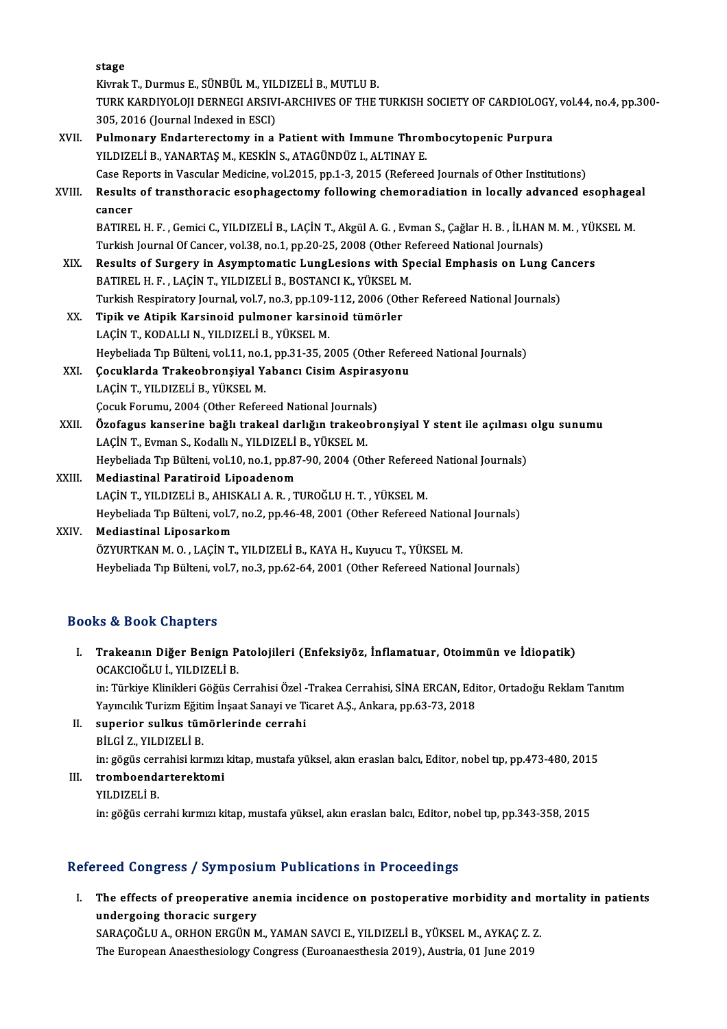stage
Kivrak T., Durmus E., SÜNBÜL M., YILDIZELİ B., MUTLU B.
TURK KARDIYOLOJI DERNEGI ARSIVI-ARCHIVES OF THE TURKISH SOCIETY OF CARDIOLOGY, vol.44, no.4, pp.300-305, 2016 (Journal Indexed in ESCI)

XVII. **Pulmonary Endarterectomy in a Patient with Immune Thrombocytopenic Purpura**
YILDIZELİ B., YANARTAŞ M., KESKİN S., ATAGÜNDÜZ I., ALTINAY E.
Case Reports in Vascular Medicine, vol.2015, pp.1-3, 2015 (Refereed Journals of Other Institutions)

XVIII. **Results of transthoracic esophagectomy following chemoradiation in locally advanced esophageal cancer**
BATIREL H. F. , Gemici C., YILDIZELİ B., LAÇİN T., Akgül A. G. , Evman S., Çağlar H. B. , İLHAN M. M. , YÜKSEL M.
Turkish Journal Of Cancer, vol.38, no.1, pp.20-25, 2008 (Other Refereed National Journals)

XIX. **Results of Surgery in Asymptomatic LungLesions with Special Emphasis on Lung Cancers**
BATIREL H. F. , LAÇİN T., YILDIZELİ B., BOSTANCI K., YÜKSEL M.
Turkish Respiratory Journal, vol.7, no.3, pp.109-112, 2006 (Other Refereed National Journals)

XX. **Tipik ve Atipik Karsinoid pulmoner karsinoid tümörler**
LAÇİN T., KODALLI N., YILDIZELİ B., YÜKSEL M.
Heybeliada Tıp Bülteni, vol.11, no.1, pp.31-35, 2005 (Other Refereed National Journals)

XXI. **Çocuklarda Trakeobronşiyal Yabancı Cisim Aspirasyonu**
LAÇİN T., YILDIZELİ B., YÜKSEL M.
Çocuk Forumu, 2004 (Other Refereed National Journals)

XXII. **Özofagus kanserine bağlı trakeal darlığın trakeobronşiyal Y stent ile açılması olgu sunumu**
LAÇİN T., Evman S., Kodallı N., YILDIZELİ B., YÜKSEL M.
Heybeliada Tıp Bülteni, vol.10, no.1, pp.87-90, 2004 (Other Refereed National Journals)

XXIII. **Mediastinal Paratiroid Lipoadenom**
LAÇİN T., YILDIZELİ B., AHISKALI A. R. , TUROĞLU H. T. , YÜKSEL M.
Heybeliada Tıp Bülteni, vol.7, no.2, pp.46-48, 2001 (Other Refereed National Journals)

XXIV. **Mediastinal Liposarkom**
ÖZYURTKAN M. O. , LAÇİN T., YILDIZELİ B., KAYA H., Kuyucu T., YÜKSEL M.
Heybeliada Tıp Bülteni, vol.7, no.3, pp.62-64, 2001 (Other Refereed National Journals)

## Books & Book Chapters

I. **Trakeanın Diğer Benign Patolojileri (Enfeksiyöz, İnflamatuar, Otoimmün ve İdiopatik)**
OCAKCIOĞLU İ., YILDIZELİ B.
in: Türkiye Klinikleri Göğüs Cerrahisi Özel -Trakea Cerrahisi, SİNA ERCAN, Editor, Ortadoğu Reklam Tanıtım Yayıncılık Turizm Eğitim İnşaat Sanayi ve Ticaret A.Ş., Ankara, pp.63-73, 2018

II. **superior sulkus tümörlerinde cerrahi**
BİLGİ Z., YILDIZELİ B.
in: gögüs cerrahisi kırmızı kitap, mustafa yüksel, akın eraslan balcı, Editor, nobel tıp, pp.473-480, 2015

III. **tromboendarterektomi**
YILDIZELİ B.
in: göğüs cerrahi kırmızı kitap, mustafa yüksel, akın eraslan balcı, Editor, nobel tıp, pp.343-358, 2015

## Refereed Congress / Symposium Publications in Proceedings

I. **The effects of preoperative anemia incidence on postoperative morbidity and mortality in patients undergoing thoracic surgery**
SARAÇOĞLU A., ORHON ERGÜN M., YAMAN SAVCI E., YILDIZELİ B., YÜKSEL M., AYKAÇ Z. Z.
The European Anaesthesiology Congress (Euroanaesthesia 2019), Austria, 01 June 2019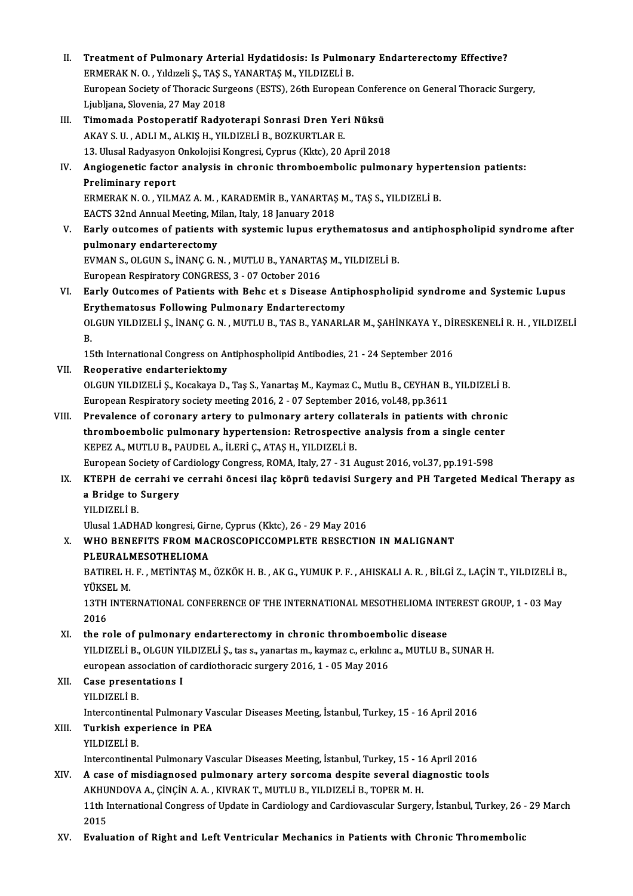II. **Treatment of Pulmonary Arterial Hydatidosis: Is Pulmonary Endarterectomy Effective?**
ERMERAK N. O. , Yıldızeli Ş., TAŞ S., YANARTAŞ M., YILDIZELİ B.
European Society of Thoracic Surgeons (ESTS), 26th European Conference on General Thoracic Surgery, Ljubljana, Slovenia, 27 May 2018

III. **Timomada Postoperatif Radyoterapi Sonrasi Dren Yeri Nüksü**
AKAY S. U. , ADLI M., ALKIŞ H., YILDIZELİ B., BOZKURTLAR E.
13. Ulusal Radyasyon Onkolojisi Kongresi, Cyprus (Kktc), 20 April 2018

IV. **Angiogenetic factor analysis in chronic thromboembolic pulmonary hypertension patients: Preliminary report**
ERMERAK N. O. , YILMAZ A. M. , KARADEMİR B., YANARTAŞ M., TAŞ S., YILDIZELİ B.
EACTS 32nd Annual Meeting, Milan, Italy, 18 January 2018

V. **Early outcomes of patients with systemic lupus erythematosus and antiphospholipid syndrome after pulmonary endarterectomy**
EVMAN S., OLGUN S., İNANÇ G. N. , MUTLU B., YANARTAŞ M., YILDIZELİ B.
European Respiratory CONGRESS, 3 - 07 October 2016

VI. **Early Outcomes of Patients with Behc et s Disease Antiphospholipid syndrome and Systemic Lupus Erythematosus Following Pulmonary Endarterectomy**
OLGUN YILDIZELİ Ş., İNANÇ G. N. , MUTLU B., TAS B., YANARLAR M., ŞAHİNKAYA Y., DİRESKENELİ R. H. , YILDIZELİ B.
15th International Congress on Antiphospholipid Antibodies, 21 - 24 September 2016

VII. **Reoperative endarteriektomy**
OLGUN YILDIZELİ Ş., Kocakaya D., Taş S., Yanartaş M., Kaymaz C., Mutlu B., CEYHAN B., YILDIZELİ B.
European Respiratory society meeting 2016, 2 - 07 September 2016, vol.48, pp.3611

VIII. **Prevalence of coronary artery to pulmonary artery collaterals in patients with chronic thromboembolic pulmonary hypertension: Retrospective analysis from a single center**
KEPEZ A., MUTLU B., PAUDEL A., İLERİ Ç., ATAŞ H., YILDIZELİ B.
European Society of Cardiology Congress, ROMA, Italy, 27 - 31 August 2016, vol.37, pp.191-598

IX. **KTEPH de cerrahi ve cerrahi öncesi ilaç köprü tedavisi Surgery and PH Targeted Medical Therapy as a Bridge to Surgery**
YILDIZELİ B.
Ulusal 1.ADHAD kongresi, Girne, Cyprus (Kktc), 26 - 29 May 2016

X. **WHO BENEFITS FROM MACROSCOPICCOMPLETE RESECTION IN MALIGNANT PLEURALMESOTHELIOMA**
BATIREL H. F. , METİNTAŞ M., ÖZKÖK H. B. , AK G., YUMUK P. F. , AHISKALI A. R. , BİLGİ Z., LAÇİN T., YILDIZELİ B., YÜKSEL M.
13TH INTERNATIONAL CONFERENCE OF THE INTERNATIONAL MESOTHELIOMA INTEREST GROUP, 1 - 03 May 2016

XI. **the role of pulmonary endarterectomy in chronic thromboembolic disease**
YILDIZELİ B., OLGUN YILDIZELİ Ş., tas s., yanartas m., kaymaz c., erkılınc a., MUTLU B., SUNAR H.
european association of cardiothoracic surgery 2016, 1 - 05 May 2016

XII. **Case presentations I**
YILDIZELİ B.
Intercontinental Pulmonary Vascular Diseases Meeting, İstanbul, Turkey, 15 - 16 April 2016

XIII. **Turkish experience in PEA**
YILDIZELİ B.
Intercontinental Pulmonary Vascular Diseases Meeting, İstanbul, Turkey, 15 - 16 April 2016

XIV. **A case of misdiagnosed pulmonary artery sorcoma despite several diagnostic tools**
AKHUNDOVA A., ÇİNÇİN A. A. , KIVRAK T., MUTLU B., YILDIZELİ B., TOPER M. H.
11th International Congress of Update in Cardiology and Cardiovascular Surgery, İstanbul, Turkey, 26 - 29 March 2015

XV. **Evaluation of Right and Left Ventricular Mechanics in Patients with Chronic Thromembolic**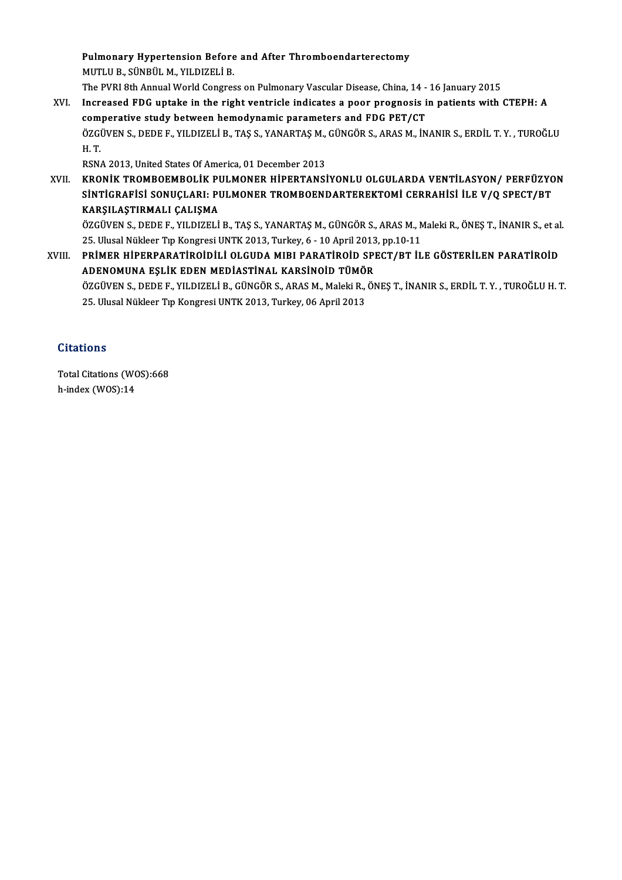Pulmonary Hypertension Before and After Thromboendarterectomy
MUTLU B., SÜNBÜL M., YILDIZELİ B.
The PVRI 8th Annual World Congress on Pulmonary Vascular Disease, China, 14 - 16 January 2015

XVI. **Increased FDG uptake in the right ventricle indicates a poor prognosis in patients with CTEPH: A comperative study between hemodynamic parameters and FDG PET/CT**
ÖZGÜVEN S., DEDE F., YILDIZELİ B., TAŞ S., YANARTAŞ M., GÜNGÖR S., ARAS M., İNANIR S., ERDİL T. Y. , TUROĞLU H. T.
RSNA 2013, United States Of America, 01 December 2013

XVII. **KRONİK TROMBOEMBOLİK PULMONER HİPERTANSİYONLU OLGULARDA VENTİLASYON/ PERFÜZYON SİNTİGRAFİSİ SONUÇLARI: PULMONER TROMBOENDARTEREKTOMİ CERRAHİSİ İLE V/Q SPECT/BT KARŞILAŞTIRMALI ÇALIŞMA**
ÖZGÜVEN S., DEDE F., YILDIZELİ B., TAŞ S., YANARTAŞ M., GÜNGÖR S., ARAS M., Maleki R., ÖNEŞ T., İNANIR S., et al.
25. Ulusal Nükleer Tıp Kongresi UNTK 2013, Turkey, 6 - 10 April 2013, pp.10-11

XVIII. **PRİMER HİPERPARATİROİDİLİ OLGUDA MIBI PARATİROİD SPECT/BT İLE GÖSTERİLEN PARATİROİD ADENOMUNA EŞLİK EDEN MEDİASTİNAL KARSİNOİD TÜMÖR**
ÖZGÜVEN S., DEDE F., YILDIZELİ B., GÜNGÖR S., ARAS M., Maleki R., ÖNEŞ T., İNANIR S., ERDİL T. Y. , TUROĞLU H. T.
25. Ulusal Nükleer Tıp Kongresi UNTK 2013, Turkey, 06 April 2013

## Citations

Total Citations (WOS):668
h-index (WOS):14